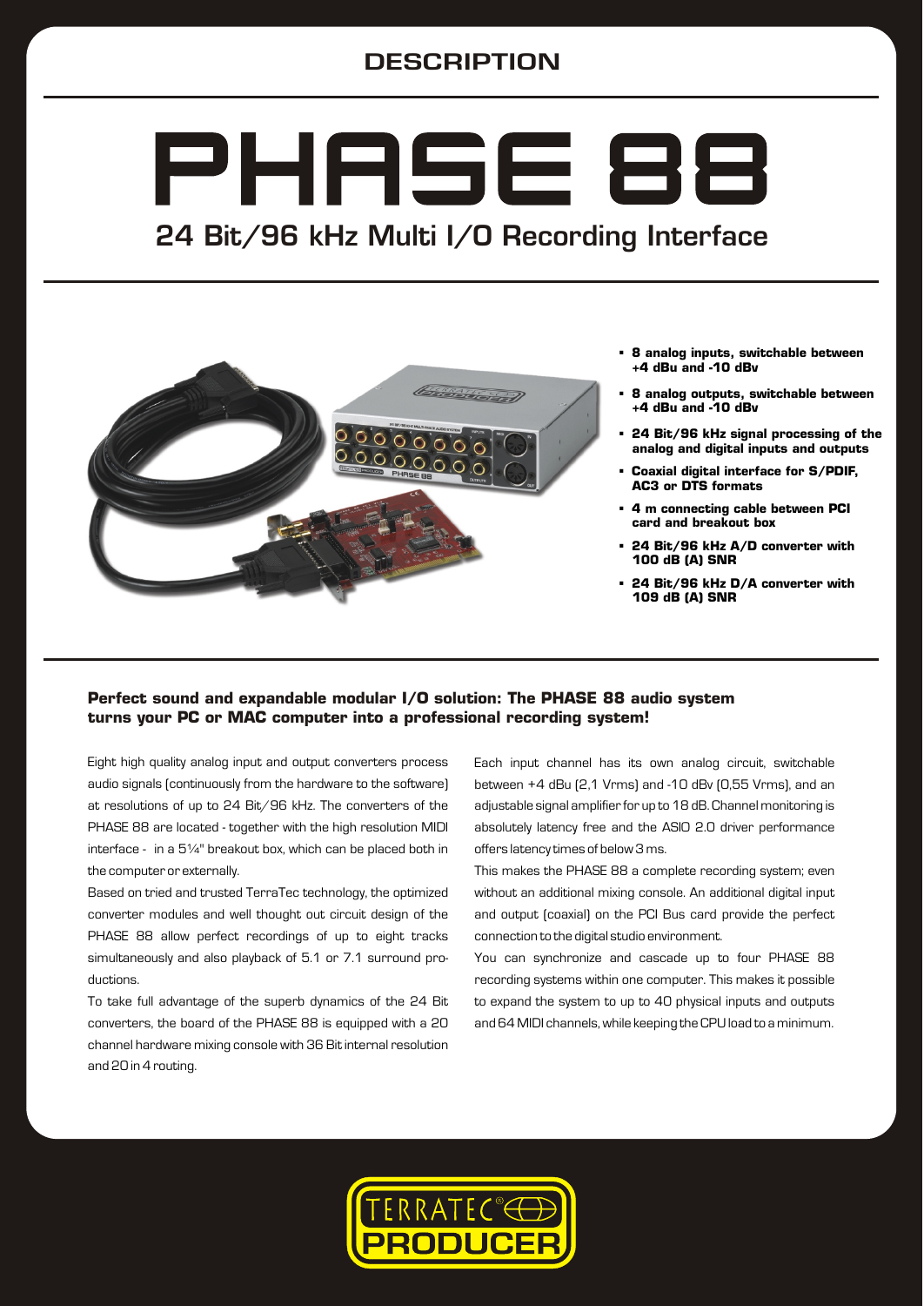## DESCRIPTION

# PHASE 88

## 24 Bit/96 kHz Multi I/O Recording Interface

- **8 analog inputs, switchable between +4 dBu and -10 dBv**
- **8 analog outputs, switchable between +4 dBu and -10 dBv**
- **24 Bit/96 kHz signal processing of the analog and digital inputs and outputs**
- **Coaxial digital interface for S/PDIF, AC3 or DTS formats**
- **4 m connecting cable between PCI card and breakout box**
- **24 Bit/96 kHz A/D converter with 100 dB (A) SNR**
- **24 Bit/96 kHz D/A converter with 109 dB (A) SNR**

**Perfect sound and expandable modular I/O solution: The PHASE 88 audio system turns your PC or MAC computer into a professional recording system!**

Eight high quality analog input and output converters process audio signals (continuously from the hardware to the software) at resolutions of up to 24 Bit/96 kHz. The converters of the PHASE 88 are located - together with the high resolution MIDI interface - in a 5¼" breakout box, which can be placed both in the computer or externally.

Based on tried and trusted TerraTec technology, the optimized converter modules and well thought out circuit design of the PHASE 88 allow perfect recordings of up to eight tracks simultaneously and also playback of 5.1 or 7.1 surround productions.

To take full advantage of the superb dynamics of the 24 Bit converters, the board of the PHASE 88 is equipped with a 20 channel hardware mixing console with 36 Bit internal resolution and 20 in 4 routing.

Each input channel has its own analog circuit, switchable between +4 dBu (2,1 Vrms) and -10 dBv (0,55 Vrms), and an adjustable signal amplifier for up to 18 dB. Channel monitoring is absolutely latency free and the ASIO 2.0 driver performance offers latency times of below 3 ms.

This makes the PHASE 88 a complete recording system; even without an additional mixing console. An additional digital input and output (coaxial) on the PCI Bus card provide the perfect connection to the digital studio environment.

You can synchronize and cascade up to four PHASE 88 recording systems within one computer. This makes it possible to expand the system to up to 40 physical inputs and outputs and 64 MIDI channels, while keeping the CPU load to a minimum.

TERRATEC® PRODUCER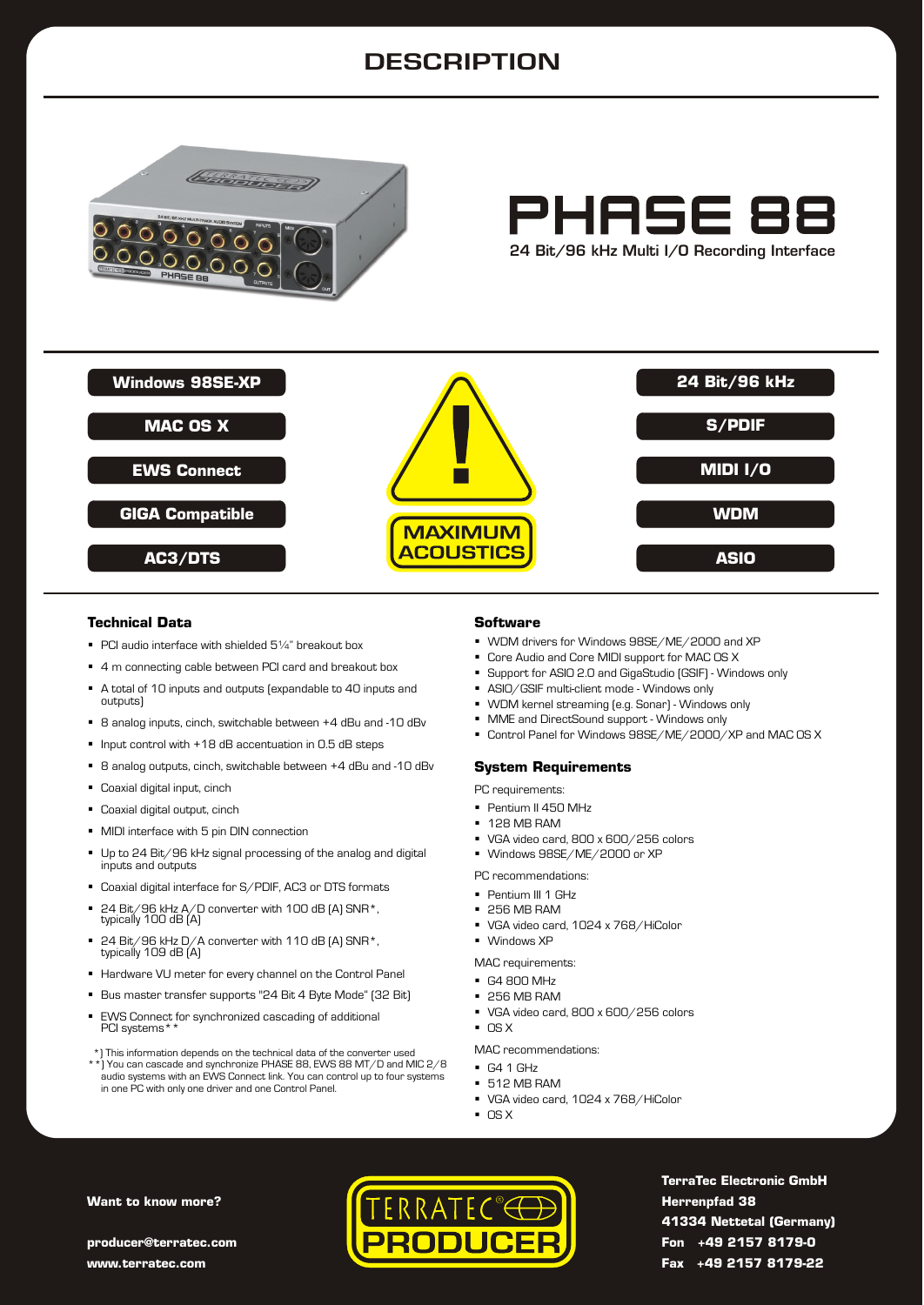# DESCRIPTION

# PHASE 88

24 Bit/96 kHz Multi I/O Recording Interface

**Windows 98SE-XP**

**MAC OS X**

**EWS Connect**

**GIGA Compatible**

**AC3/DTS**

**MAXIMUM ACOUSTICS**

**24 Bit/96 kHz**

**S/PDIF**

**MIDI I/O**

**WDM**

**ASIO**

### Technical Data

- PCI audio interface with shielded 5¼" breakout box
- 4 m connecting cable between PCI card and breakout box
- A total of 10 inputs and outputs (expandable to 40 inputs and outputs)
- 8 analog inputs, cinch, switchable between +4 dBu and -10 dBv
- Input control with +18 dB accentuation in 0.5 dB steps
- 8 analog outputs, cinch, switchable between +4 dBu and -10 dBv
- Coaxial digital input, cinch
- Coaxial digital output, cinch
- MIDI interface with 5 pin DIN connection
- Up to 24 Bit/96 kHz signal processing of the analog and digital inputs and outputs
- Coaxial digital interface for S/PDIF, AC3 or DTS formats
- 24 Bit/96 kHz A/D converter with 100 dB (A) SNR*, typically 100 dB (A)
- 24 Bit/96 kHz D/A converter with 110 dB (A) SNR*, typically 109 dB (A)
- Hardware VU meter for every channel on the Control Panel
- Bus master transfer supports "24 Bit 4 Byte Mode" (32 Bit)
- EWS Connect for synchronized cascading of additional PCI systems**

*) This information depends on the technical data of the converter used
**) You can cascade and synchronize PHASE 88, EWS 88 MT/D and MIC 2/8 audio systems with an EWS Connect link. You can control up to four systems in one PC with only one driver and one Control Panel.

### Software

- WDM drivers for Windows 98SE/ME/2000 and XP
- Core Audio and Core MIDI support for MAC OS X
- Support for ASIO 2.0 and GigaStudio (GSIF) - Windows only
- ASIO/GSIF multi-client mode - Windows only
- WDM kernel streaming (e.g. Sonar) - Windows only
- MME and DirectSound support - Windows only
- Control Panel for Windows 98SE/ME/2000/XP and MAC OS X

### System Requirements

PC requirements:

- Pentium II 450 MHz
- 128 MB RAM
- VGA video card, 800 x 600/256 colors
- Windows 98SE/ME/2000 or XP

PC recommendations:

- Pentium III 1 GHz
- 256 MB RAM
- VGA video card, 1024 x 768/HiColor
- Windows XP

MAC requirements:

- G4 800 MHz
- 256 MB RAM
- VGA video card, 800 x 600/256 colors
- OS X

MAC recommendations:

- G4 1 GHz
- 512 MB RAM
- VGA video card, 1024 x 768/HiColor
- OS X

**Want to know more?**

**producer@terratec.com**
**www.terratec.com**

TERRATEC PRODUCER

**TerraTec Electronic GmbH**
**Herrenpfad 38**
**41334 Nettetal (Germany)**
**Fon +49 2157 8179-0**
**Fax +49 2157 8179-22**